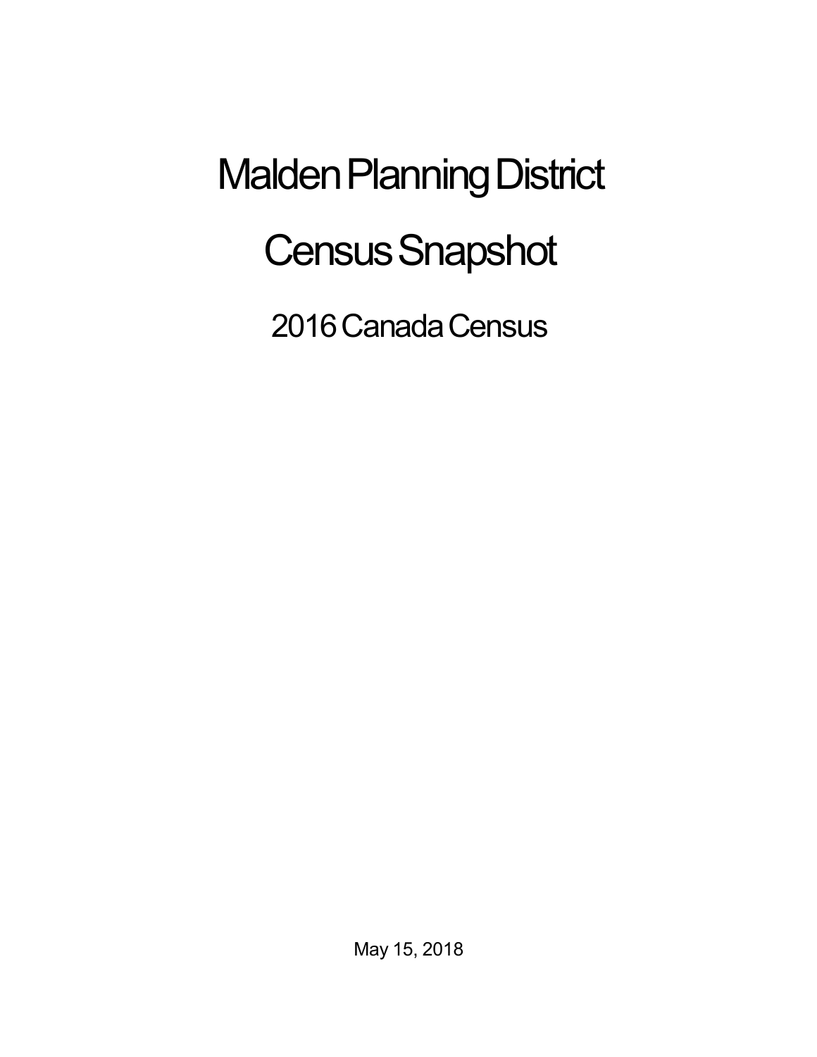# Malden Planning District

# Census Snapshot

## 2016 Canada Census

May 15, 2018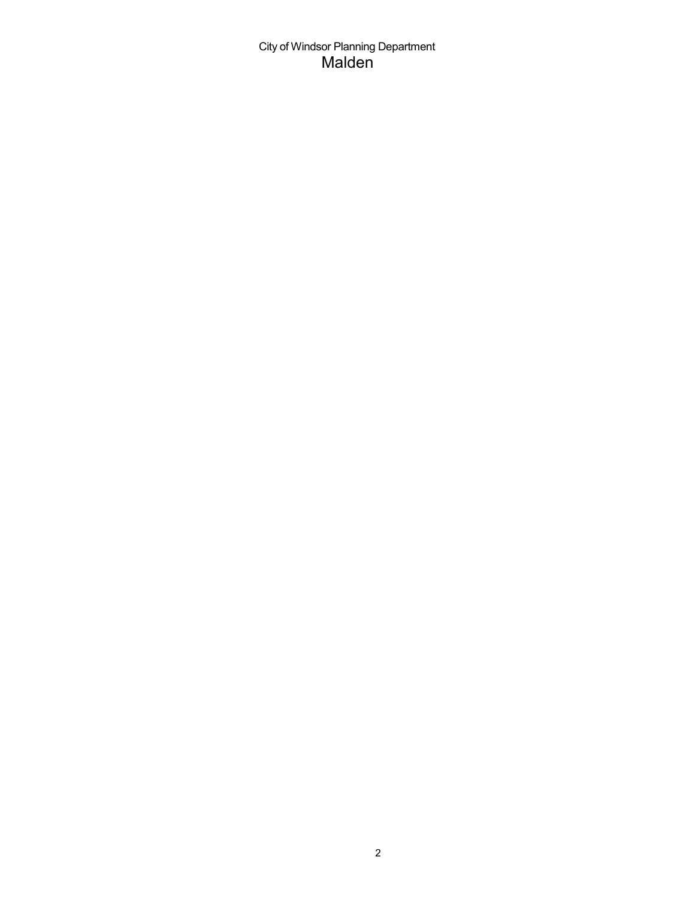City of Windsor Planning Department

# Malden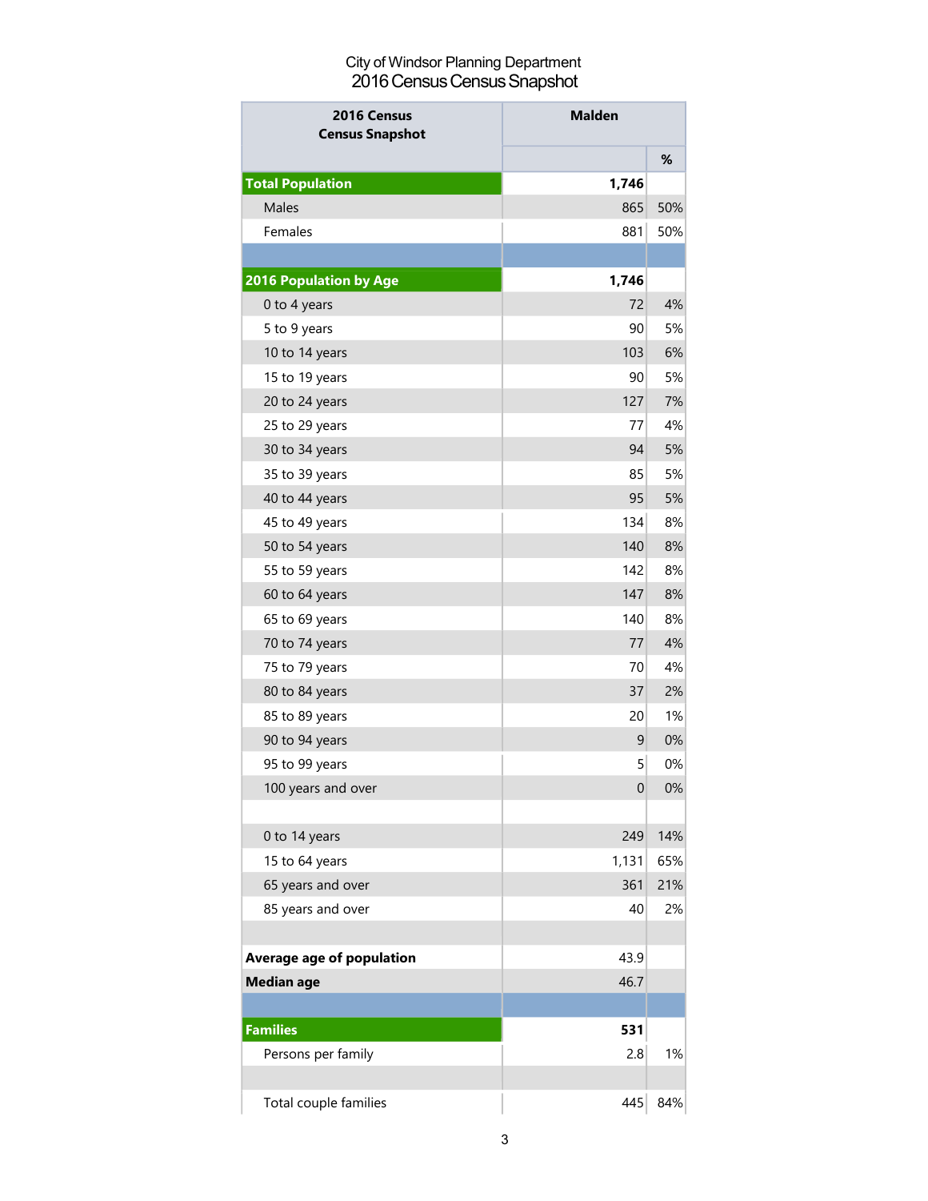City of Windsor Planning Department
2016 Census Census Snapshot

| 2016 Census Census Snapshot | Malden | |
|---|---|---|
| | | % |
| **Total Population** | **1,746** | |
| Males | 865 | 50% |
| Females | 881 | 50% |
| | | |
| **2016 Population by Age** | **1,746** | |
| 0 to 4 years | 72 | 4% |
| 5 to 9 years | 90 | 5% |
| 10 to 14 years | 103 | 6% |
| 15 to 19 years | 90 | 5% |
| 20 to 24 years | 127 | 7% |
| 25 to 29 years | 77 | 4% |
| 30 to 34 years | 94 | 5% |
| 35 to 39 years | 85 | 5% |
| 40 to 44 years | 95 | 5% |
| 45 to 49 years | 134 | 8% |
| 50 to 54 years | 140 | 8% |
| 55 to 59 years | 142 | 8% |
| 60 to 64 years | 147 | 8% |
| 65 to 69 years | 140 | 8% |
| 70 to 74 years | 77 | 4% |
| 75 to 79 years | 70 | 4% |
| 80 to 84 years | 37 | 2% |
| 85 to 89 years | 20 | 1% |
| 90 to 94 years | 9 | 0% |
| 95 to 99 years | 5 | 0% |
| 100 years and over | 0 | 0% |
| | | |
| 0 to 14 years | 249 | 14% |
| 15 to 64 years | 1,131 | 65% |
| 65 years and over | 361 | 21% |
| 85 years and over | 40 | 2% |
| | | |
| **Average age of population** | 43.9 | |
| **Median age** | 46.7 | |
| | | |
| **Families** | **531** | |
| Persons per family | 2.8 | 1% |
| | | |
| Total couple families | 445 | 84% |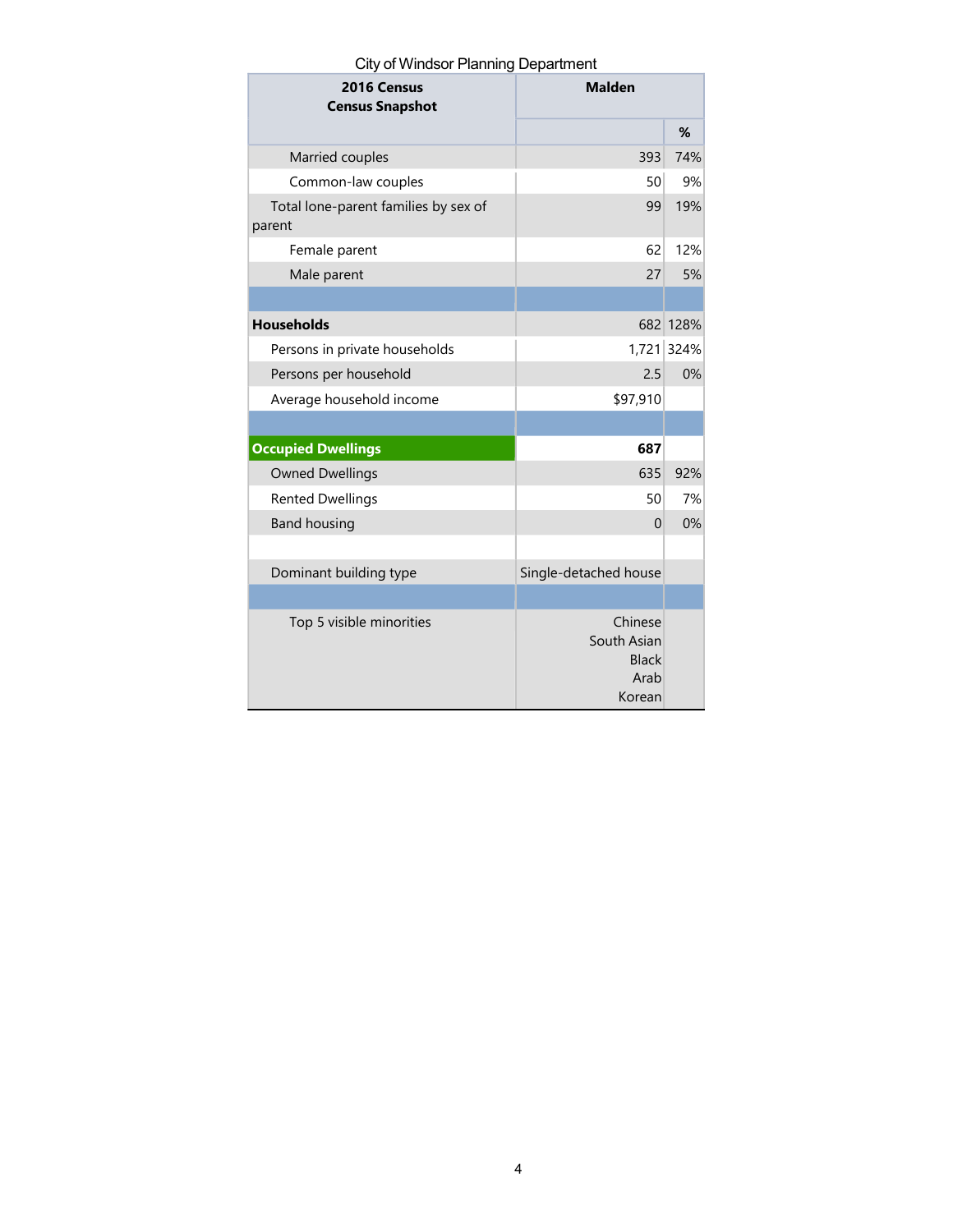City of Windsor Planning Department

| 2016 Census Census Snapshot | Malden | |
|---|---|---|
| | | % |
| Married couples | 393 | 74% |
| Common-law couples | 50 | 9% |
| Total lone-parent families by sex of parent | 99 | 19% |
| Female parent | 62 | 12% |
| Male parent | 27 | 5% |
| | | |
| **Households** | 682 | 128% |
| Persons in private households | 1,721 | 324% |
| Persons per household | 2.5 | 0% |
| Average household income | $97,910 | |
| | | |
| **Occupied Dwellings** | **687** | |
| Owned Dwellings | 635 | 92% |
| Rented Dwellings | 50 | 7% |
| Band housing | 0 | 0% |
| | | |
| Dominant building type | Single-detached house | |
| | | |
| Top 5 visible minorities | Chinese<br>South Asian<br>Black<br>Arab<br>Korean | |